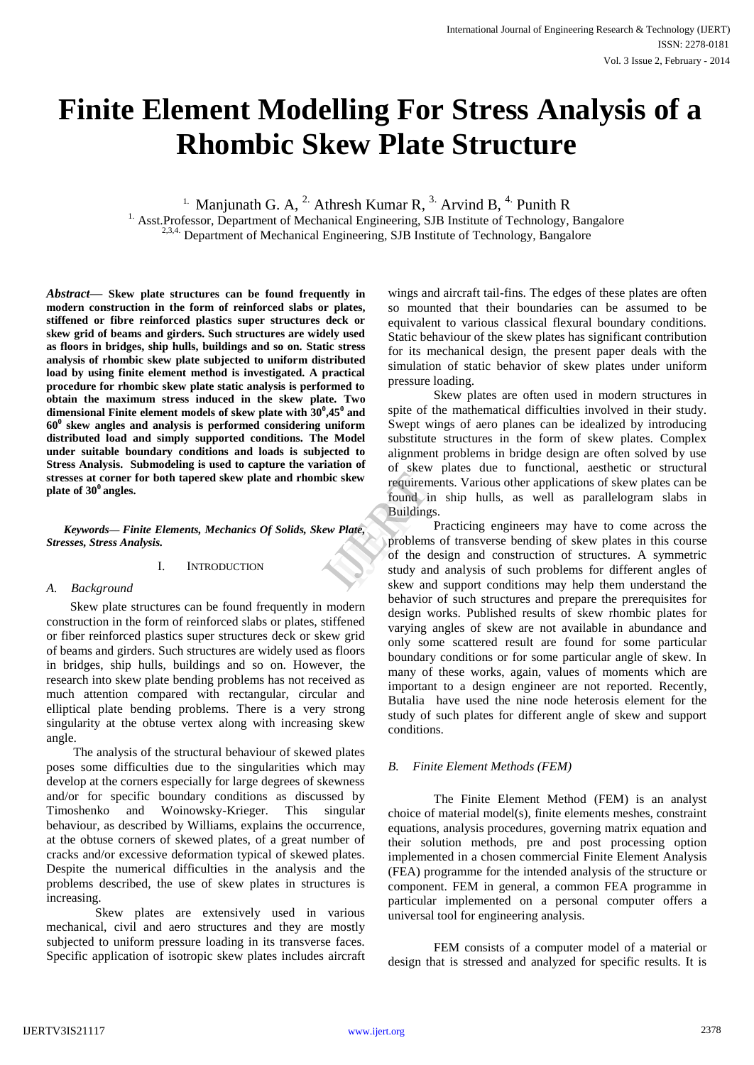# Finite Element Modelling For Stress Analysis of a Rhombic Skew Plate Structure

[1.] Manjunath G. A, [2.] Athresh Kumar R, [3.] Arvind B, [4.] Punith R

[1.] Asst.Professor, Department of Mechanical Engineering, SJB Institute of Technology, Bangalore

[2,3,4.] Department of Mechanical Engineering, SJB Institute of Technology, Bangalore

***Abstract*— Skew plate structures can be found frequently in modern construction in the form of reinforced slabs or plates, stiffened or fibre reinforced plastics super structures deck or skew grid of beams and girders. Such structures are widely used as floors in bridges, ship hulls, buildings and so on. Static stress analysis of rhombic skew plate subjected to uniform distributed load by using finite element method is investigated. A practical procedure for rhombic skew plate static analysis is performed to obtain the maximum stress induced in the skew plate. Two dimensional Finite element models of skew plate with $30^0$, $45^0$ and $60^0$ skew angles and analysis is performed considering uniform distributed load and simply supported conditions. The Model under suitable boundary conditions and loads is subjected to Stress Analysis. Submodeling is used to capture the variation of stresses at corner for both tapered skew plate and rhombic skew plate of $30^0$ angles.**

***Keywords— Finite Elements, Mechanics Of Solids, Skew Plate, Stresses, Stress Analysis.***

## I. Introduction

### *A. Background*

Skew plate structures can be found frequently in modern construction in the form of reinforced slabs or plates, stiffened or fiber reinforced plastics super structures deck or skew grid of beams and girders. Such structures are widely used as floors in bridges, ship hulls, buildings and so on. However, the research into skew plate bending problems has not received as much attention compared with rectangular, circular and elliptical plate bending problems. There is a very strong singularity at the obtuse vertex along with increasing skew angle.

The analysis of the structural behaviour of skewed plates poses some difficulties due to the singularities which may develop at the corners especially for large degrees of skewness and/or for specific boundary conditions as discussed by Timoshenko and Woinowsky-Krieger. This singular behaviour, as described by Williams, explains the occurrence, at the obtuse corners of skewed plates, of a great number of cracks and/or excessive deformation typical of skewed plates. Despite the numerical difficulties in the analysis and the problems described, the use of skew plates in structures is increasing.

Skew plates are extensively used in various mechanical, civil and aero structures and they are mostly subjected to uniform pressure loading in its transverse faces. Specific application of isotropic skew plates includes aircraft wings and aircraft tail-fins. The edges of these plates are often so mounted that their boundaries can be assumed to be equivalent to various classical flexural boundary conditions. Static behaviour of the skew plates has significant contribution for its mechanical design, the present paper deals with the simulation of static behavior of skew plates under uniform pressure loading.

Skew plates are often used in modern structures in spite of the mathematical difficulties involved in their study. Swept wings of aero planes can be idealized by introducing substitute structures in the form of skew plates. Complex alignment problems in bridge design are often solved by use of skew plates due to functional, aesthetic or structural requirements. Various other applications of skew plates can be found in ship hulls, as well as parallelogram slabs in Buildings.

Practicing engineers may have to come across the problems of transverse bending of skew plates in this course of the design and construction of structures. A symmetric study and analysis of such problems for different angles of skew and support conditions may help them understand the behavior of such structures and prepare the prerequisites for design works. Published results of skew rhombic plates for varying angles of skew are not available in abundance and only some scattered result are found for some particular boundary conditions or for some particular angle of skew. In many of these works, again, values of moments which are important to a design engineer are not reported. Recently, Butalia have used the nine node heterosis element for the study of such plates for different angle of skew and support conditions.

### *B. Finite Element Methods (FEM)*

The Finite Element Method (FEM) is an analyst choice of material model(s), finite elements meshes, constraint equations, analysis procedures, governing matrix equation and their solution methods, pre and post processing option implemented in a chosen commercial Finite Element Analysis (FEA) programme for the intended analysis of the structure or component. FEM in general, a common FEA programme in particular implemented on a personal computer offers a universal tool for engineering analysis.

FEM consists of a computer model of a material or design that is stressed and analyzed for specific results. It is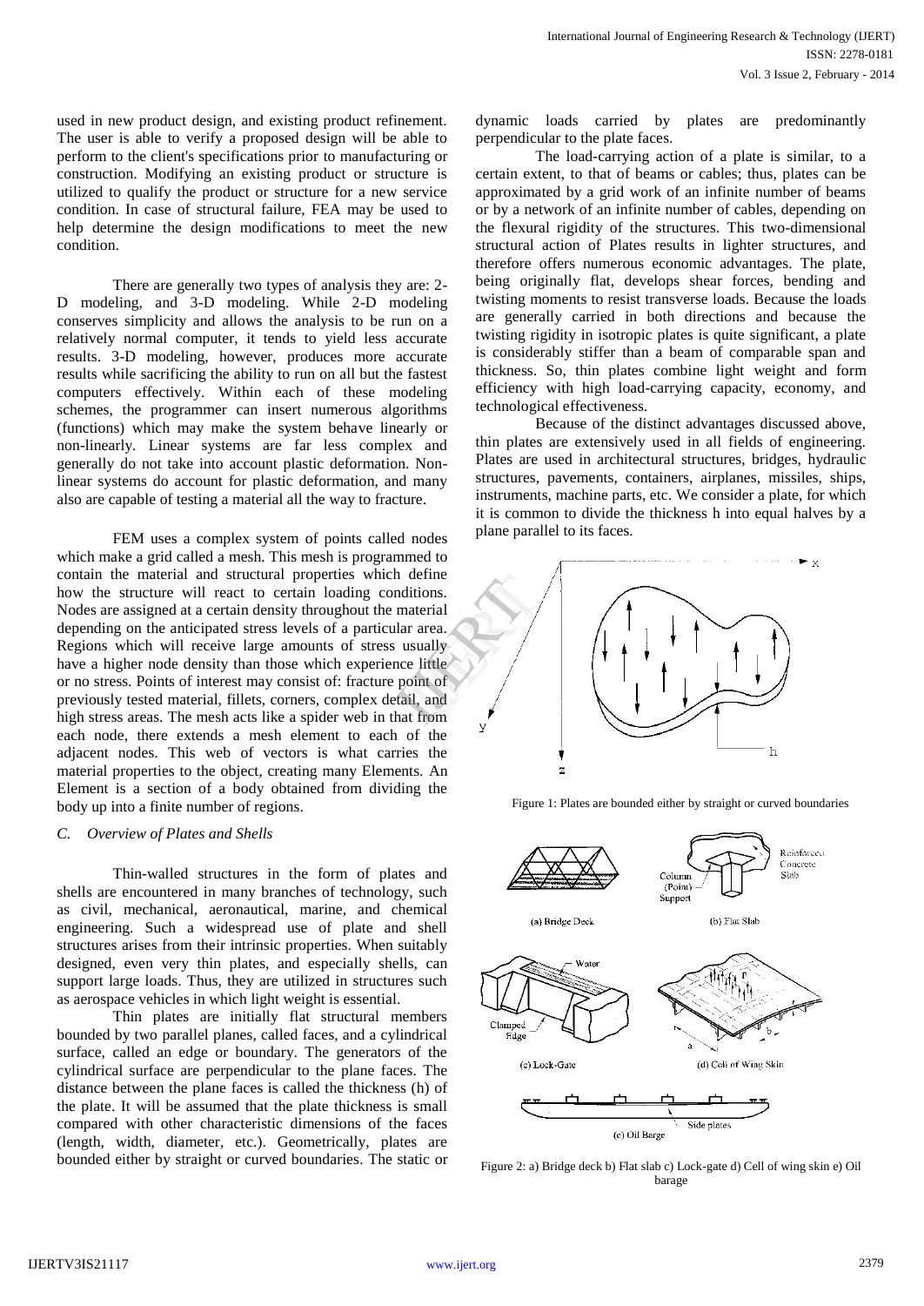used in new product design, and existing product refinement. The user is able to verify a proposed design will be able to perform to the client's specifications prior to manufacturing or construction. Modifying an existing product or structure is utilized to qualify the product or structure for a new service condition. In case of structural failure, FEA may be used to help determine the design modifications to meet the new condition.

There are generally two types of analysis they are: 2-D modeling, and 3-D modeling. While 2-D modeling conserves simplicity and allows the analysis to be run on a relatively normal computer, it tends to yield less accurate results. 3-D modeling, however, produces more accurate results while sacrificing the ability to run on all but the fastest computers effectively. Within each of these modeling schemes, the programmer can insert numerous algorithms (functions) which may make the system behave linearly or non-linearly. Linear systems are far less complex and generally do not take into account plastic deformation. Non-linear systems do account for plastic deformation, and many also are capable of testing a material all the way to fracture.

FEM uses a complex system of points called nodes which make a grid called a mesh. This mesh is programmed to contain the material and structural properties which define how the structure will react to certain loading conditions. Nodes are assigned at a certain density throughout the material depending on the anticipated stress levels of a particular area. Regions which will receive large amounts of stress usually have a higher node density than those which experience little or no stress. Points of interest may consist of: fracture point of previously tested material, fillets, corners, complex detail, and high stress areas. The mesh acts like a spider web in that from each node, there extends a mesh element to each of the adjacent nodes. This web of vectors is what carries the material properties to the object, creating many Elements. An Element is a section of a body obtained from dividing the body up into a finite number of regions.

### *C. Overview of Plates and Shells*

Thin-walled structures in the form of plates and shells are encountered in many branches of technology, such as civil, mechanical, aeronautical, marine, and chemical engineering. Such a widespread use of plate and shell structures arises from their intrinsic properties. When suitably designed, even very thin plates, and especially shells, can support large loads. Thus, they are utilized in structures such as aerospace vehicles in which light weight is essential.

Thin plates are initially flat structural members bounded by two parallel planes, called faces, and a cylindrical surface, called an edge or boundary. The generators of the cylindrical surface are perpendicular to the plane faces. The distance between the plane faces is called the thickness (h) of the plate. It will be assumed that the plate thickness is small compared with other characteristic dimensions of the faces (length, width, diameter, etc.). Geometrically, plates are bounded either by straight or curved boundaries. The static or dynamic loads carried by plates are predominantly perpendicular to the plate faces.

The load-carrying action of a plate is similar, to a certain extent, to that of beams or cables; thus, plates can be approximated by a grid work of an infinite number of beams or by a network of an infinite number of cables, depending on the flexural rigidity of the structures. This two-dimensional structural action of Plates results in lighter structures, and therefore offers numerous economic advantages. The plate, being originally flat, develops shear forces, bending and twisting moments to resist transverse loads. Because the loads are generally carried in both directions and because the twisting rigidity in isotropic plates is quite significant, a plate is considerably stiffer than a beam of comparable span and thickness. So, thin plates combine light weight and form efficiency with high load-carrying capacity, economy, and technological effectiveness.

Because of the distinct advantages discussed above, thin plates are extensively used in all fields of engineering. Plates are used in architectural structures, bridges, hydraulic structures, pavements, containers, airplanes, missiles, ships, instruments, machine parts, etc. We consider a plate, for which it is common to divide the thickness h into equal halves by a plane parallel to its faces.

x

y

z

h

Figure 1: Plates are bounded either by straight or curved boundaries

(a) Bridge Deck

Column (Point) Support

Reinforced Concrete Slab

(b) Flat Slab

Water

Clamped Edge

(c) Lock-Gate

a

b

(d) Cell of Wing Skin

Side plates

(e) Oil Barge

Figure 2: a) Bridge deck b) Flat slab c) Lock-gate d) Cell of wing skin e) Oil barage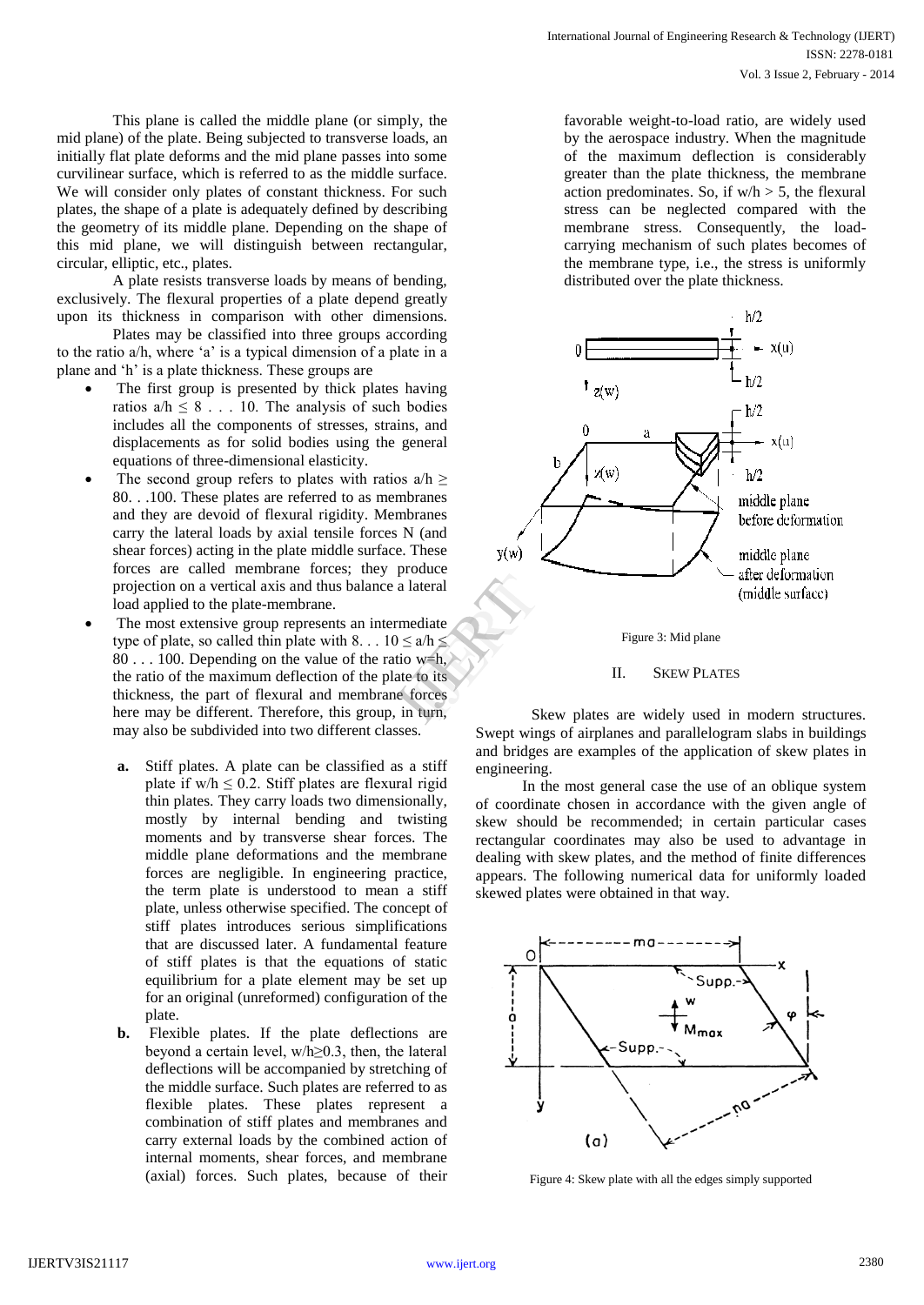This plane is called the middle plane (or simply, the mid plane) of the plate. Being subjected to transverse loads, an initially flat plate deforms and the mid plane passes into some curvilinear surface, which is referred to as the middle surface. We will consider only plates of constant thickness. For such plates, the shape of a plate is adequately defined by describing the geometry of its middle plane. Depending on the shape of this mid plane, we will distinguish between rectangular, circular, elliptic, etc., plates.

A plate resists transverse loads by means of bending, exclusively. The flexural properties of a plate depend greatly upon its thickness in comparison with other dimensions. Plates may be classified into three groups according to the ratio a/h, where 'a' is a typical dimension of a plate in a plane and 'h' is a plate thickness. These groups are

- The first group is presented by thick plates having ratios $a/h \leq 8 \ldots 10$. The analysis of such bodies includes all the components of stresses, strains, and displacements as for solid bodies using the general equations of three-dimensional elasticity.
- The second group refers to plates with ratios $a/h \geq 80 \ldots 100$. These plates are referred to as membranes and they are devoid of flexural rigidity. Membranes carry the lateral loads by axial tensile forces N (and shear forces) acting in the plate middle surface. These forces are called membrane forces; they produce projection on a vertical axis and thus balance a lateral load applied to the plate-membrane.
- The most extensive group represents an intermediate type of plate, so called thin plate with $8 \ldots 10 \leq a/h \leq 80 \ldots 100$. Depending on the value of the ratio w=h, the ratio of the maximum deflection of the plate to its thickness, the part of flexural and membrane forces here may be different. Therefore, this group, in turn, may also be subdivided into two different classes.

  a. Stiff plates. A plate can be classified as a stiff plate if $w/h \leq 0.2$. Stiff plates are flexural rigid thin plates. They carry loads two dimensionally, mostly by internal bending and twisting moments and by transverse shear forces. The middle plane deformations and the membrane forces are negligible. In engineering practice, the term plate is understood to mean a stiff plate, unless otherwise specified. The concept of stiff plates introduces serious simplifications that are discussed later. A fundamental feature of stiff plates is that the equations of static equilibrium for a plate element may be set up for an original (unreformed) configuration of the plate.

  b. Flexible plates. If the plate deflections are beyond a certain level, $w/h \geq 0.3$, then, the lateral deflections will be accompanied by stretching of the middle surface. Such plates are referred to as flexible plates. These plates represent a combination of stiff plates and membranes and carry external loads by the combined action of internal moments, shear forces, and membrane (axial) forces. Such plates, because of their favorable weight-to-load ratio, are widely used by the aerospace industry. When the magnitude of the maximum deflection is considerably greater than the plate thickness, the membrane action predominates. So, if $w/h > 5$, the flexural stress can be neglected compared with the membrane stress. Consequently, the load-carrying mechanism of such plates becomes of the membrane type, i.e., the stress is uniformly distributed over the plate thickness.

Figure 3: Mid plane

## II. SKEW PLATES

Skew plates are widely used in modern structures. Swept wings of airplanes and parallelogram slabs in buildings and bridges are examples of the application of skew plates in engineering.

In the most general case the use of an oblique system of coordinate chosen in accordance with the given angle of skew should be recommended; in certain particular cases rectangular coordinates may also be used to advantage in dealing with skew plates, and the method of finite differences appears. The following numerical data for uniformly loaded skewed plates were obtained in that way.

Figure 4: Skew plate with all the edges simply supported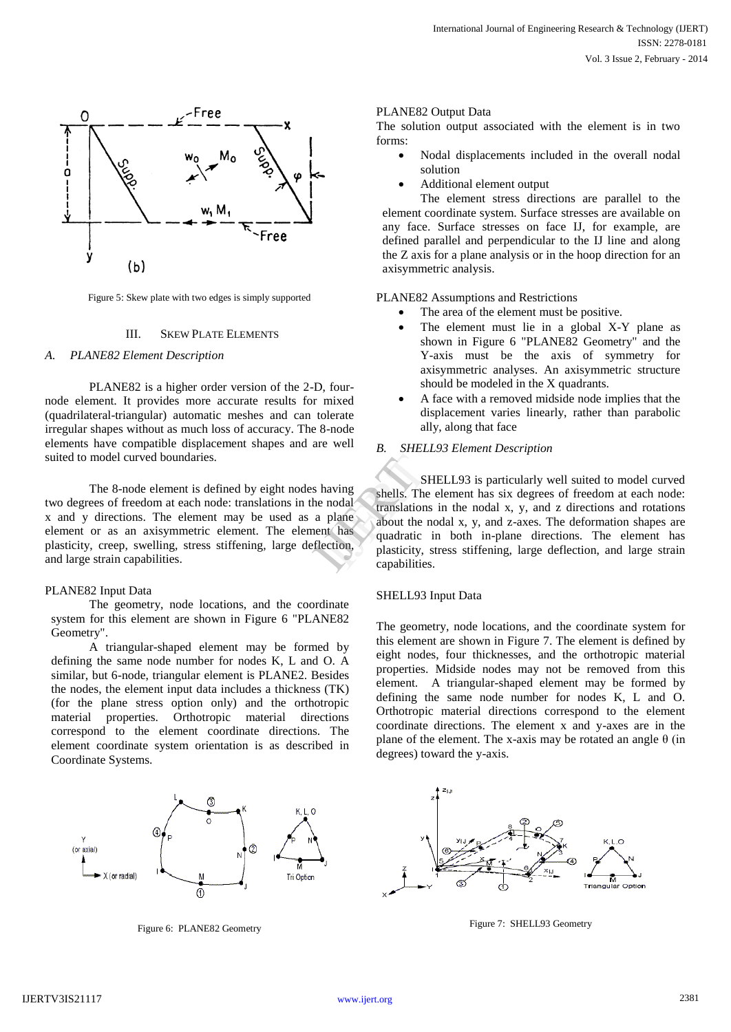Figure 5: Skew plate with two edges is simply supported

## III. SKEW PLATE ELEMENTS

### *A. PLANE82 Element Description*

PLANE82 is a higher order version of the 2-D, four-node element. It provides more accurate results for mixed (quadrilateral-triangular) automatic meshes and can tolerate irregular shapes without as much loss of accuracy. The 8-node elements have compatible displacement shapes and are well suited to model curved boundaries.

The 8-node element is defined by eight nodes having two degrees of freedom at each node: translations in the nodal x and y directions. The element may be used as a plane element or as an axisymmetric element. The element has plasticity, creep, swelling, stress stiffening, large deflection, and large strain capabilities.

PLANE82 Input Data

The geometry, node locations, and the coordinate system for this element are shown in Figure 6 "PLANE82 Geometry".

A triangular-shaped element may be formed by defining the same node number for nodes K, L and O. A similar, but 6-node, triangular element is PLANE2. Besides the nodes, the element input data includes a thickness (TK) (for the plane stress option only) and the orthotropic material properties. Orthotropic material directions correspond to the element coordinate directions. The element coordinate system orientation is as described in Coordinate Systems.

Figure 6: PLANE82 Geometry

PLANE82 Output Data

The solution output associated with the element is in two forms:

- Nodal displacements included in the overall nodal solution
- Additional element output

The element stress directions are parallel to the element coordinate system. Surface stresses are available on any face. Surface stresses on face IJ, for example, are defined parallel and perpendicular to the IJ line and along the Z axis for a plane analysis or in the hoop direction for an axisymmetric analysis.

PLANE82 Assumptions and Restrictions

- The area of the element must be positive.
- The element must lie in a global X-Y plane as shown in Figure 6 "PLANE82 Geometry" and the Y-axis must be the axis of symmetry for axisymmetric analyses. An axisymmetric structure should be modeled in the X quadrants.
- A face with a removed midside node implies that the displacement varies linearly, rather than parabolic ally, along that face

### *B. SHELL93 Element Description*

SHELL93 is particularly well suited to model curved shells. The element has six degrees of freedom at each node: translations in the nodal x, y, and z directions and rotations about the nodal x, y, and z-axes. The deformation shapes are quadratic in both in-plane directions. The element has plasticity, stress stiffening, large deflection, and large strain capabilities.

SHELL93 Input Data

The geometry, node locations, and the coordinate system for this element are shown in Figure 7. The element is defined by eight nodes, four thicknesses, and the orthotropic material properties. Midside nodes may not be removed from this element. A triangular-shaped element may be formed by defining the same node number for nodes K, L and O. Orthotropic material directions correspond to the element coordinate directions. The element x and y-axes are in the plane of the element. The x-axis may be rotated an angle θ (in degrees) toward the y-axis.

Figure 7: SHELL93 Geometry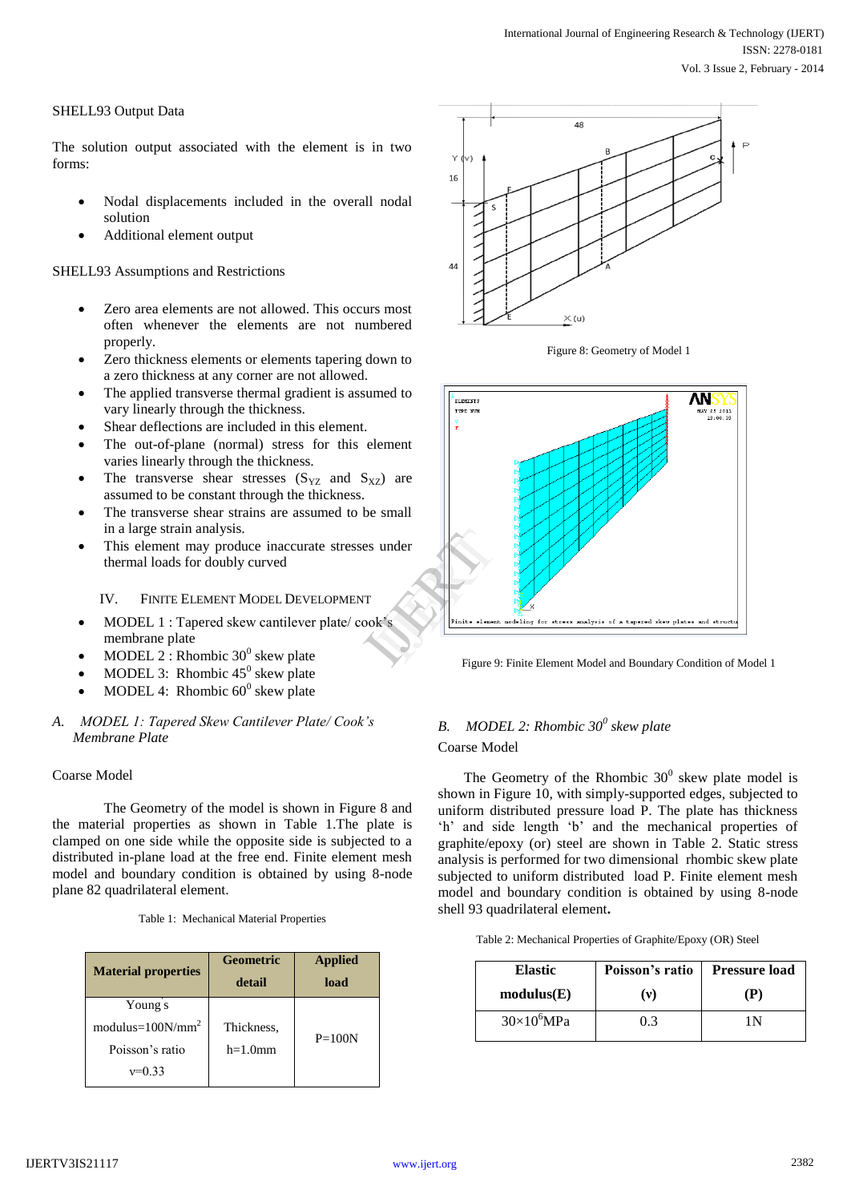SHELL93 Output Data

The solution output associated with the element is in two forms:

- Nodal displacements included in the overall nodal solution
- Additional element output

SHELL93 Assumptions and Restrictions

- Zero area elements are not allowed. This occurs most often whenever the elements are not numbered properly.
- Zero thickness elements or elements tapering down to a zero thickness at any corner are not allowed.
- The applied transverse thermal gradient is assumed to vary linearly through the thickness.
- Shear deflections are included in this element.
- The out-of-plane (normal) stress for this element varies linearly through the thickness.
- The transverse shear stresses ($S_{YZ}$ and $S_{XZ}$) are assumed to be constant through the thickness.
- The transverse shear strains are assumed to be small in a large strain analysis.
- This element may produce inaccurate stresses under thermal loads for doubly curved

## IV. Finite Element Model Development

- MODEL 1 : Tapered skew cantilever plate/ cook's membrane plate
- MODEL 2 : Rhombic $30^0$ skew plate
- MODEL 3: Rhombic $45^0$ skew plate
- MODEL 4: Rhombic $60^0$ skew plate

### A. *MODEL 1: Tapered Skew Cantilever Plate/ Cook's Membrane Plate*

Coarse Model

The Geometry of the model is shown in Figure 8 and the material properties as shown in Table 1.The plate is clamped on one side while the opposite side is subjected to a distributed in-plane load at the free end. Finite element mesh model and boundary condition is obtained by using 8-node plane 82 quadrilateral element.

Table 1: Mechanical Material Properties

| Material properties | Geometric detail | Applied load |
|---|---|---|
| Young's modulus=100N/mm$^2$ Poisson's ratio ν=0.33 | Thickness, h=1.0mm | P=100N |

Figure 8: Geometry of Model 1

Figure 9: Finite Element Model and Boundary Condition of Model 1

### B. *MODEL 2: Rhombic $30^0$ skew plate*

Coarse Model

The Geometry of the Rhombic $30^0$ skew plate model is shown in Figure 10, with simply-supported edges, subjected to uniform distributed pressure load P. The plate has thickness 'h' and side length 'b' and the mechanical properties of graphite/epoxy (or) steel are shown in Table 2. Static stress analysis is performed for two dimensional rhombic skew plate subjected to uniform distributed load P. Finite element mesh model and boundary condition is obtained by using 8-node shell 93 quadrilateral element.

Table 2: Mechanical Properties of Graphite/Epoxy (OR) Steel

| Elastic modulus(E) | Poisson's ratio (ν) | Pressure load (P) |
|---|---|---|
| $30\times10^6$MPa | 0.3 | 1N |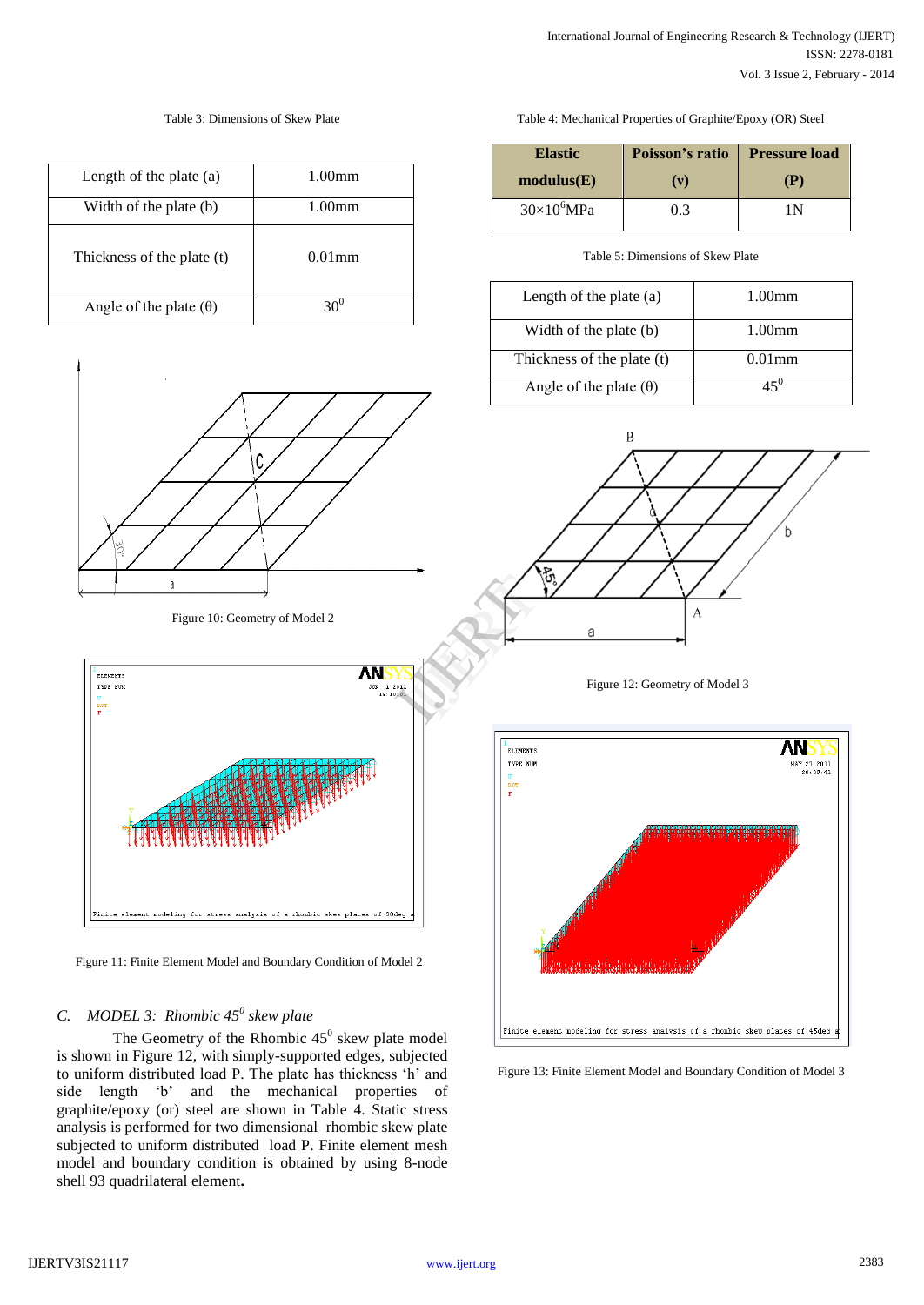Table 3: Dimensions of Skew Plate

| Length of the plate (a) | 1.00mm |
|---|---|
| Width of the plate (b) | 1.00mm |
| Thickness of the plate (t) | 0.01mm |
| Angle of the plate (θ) | $30^0$ |

Figure 10: Geometry of Model 2

Figure 11: Finite Element Model and Boundary Condition of Model 2

### C. MODEL 3: Rhombic $45^0$ skew plate

The Geometry of the Rhombic $45^0$ skew plate model is shown in Figure 12, with simply-supported edges, subjected to uniform distributed load P. The plate has thickness 'h' and side length 'b' and the mechanical properties of graphite/epoxy (or) steel are shown in Table 4. Static stress analysis is performed for two dimensional rhombic skew plate subjected to uniform distributed load P. Finite element mesh model and boundary condition is obtained by using 8-node shell 93 quadrilateral element.

Table 4: Mechanical Properties of Graphite/Epoxy (OR) Steel

| Elastic modulus(E) | Poisson's ratio (v) | Pressure load (P) |
|---|---|---|
| $30\times10^6$MPa | 0.3 | 1N |

Table 5: Dimensions of Skew Plate

| Length of the plate (a) | 1.00mm |
|---|---|
| Width of the plate (b) | 1.00mm |
| Thickness of the plate (t) | 0.01mm |
| Angle of the plate (θ) | $45^0$ |

Figure 12: Geometry of Model 3

Figure 13: Finite Element Model and Boundary Condition of Model 3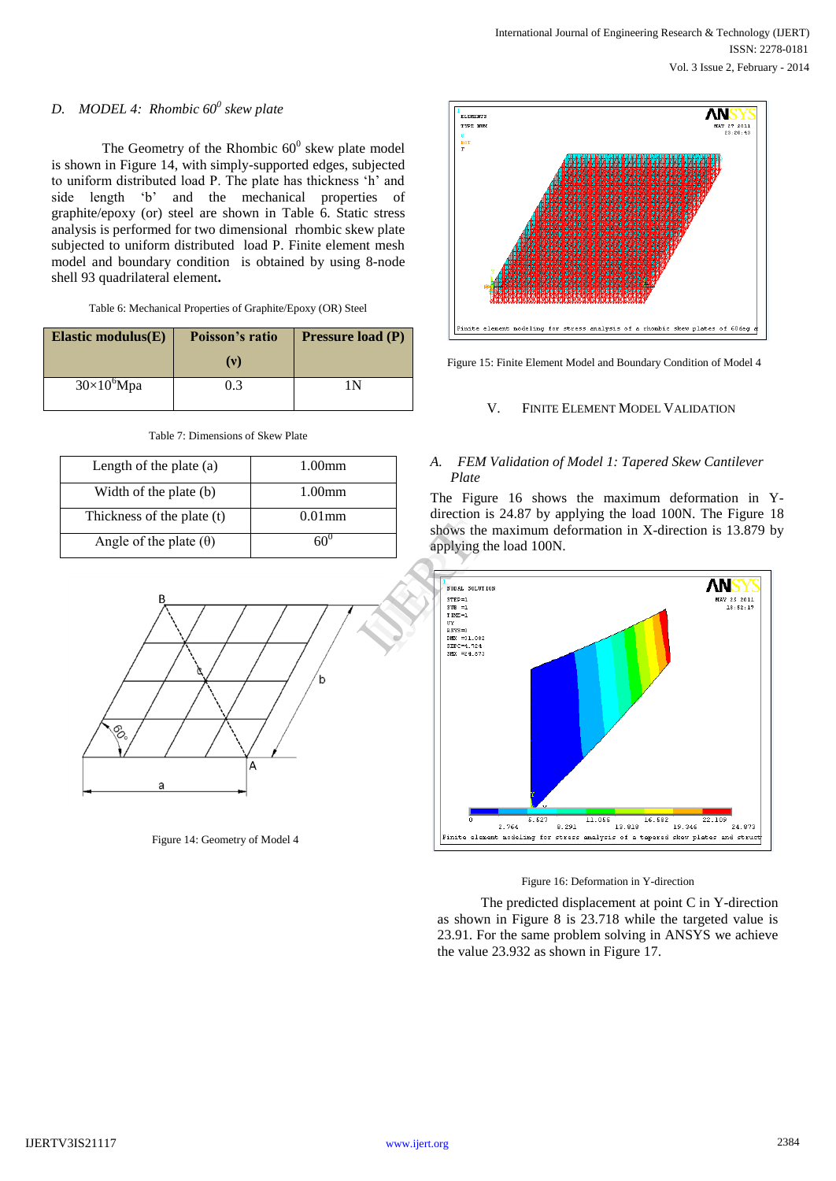### D. *MODEL 4: Rhombic $60^0$ skew plate*

The Geometry of the Rhombic $60^0$ skew plate model is shown in Figure 14, with simply-supported edges, subjected to uniform distributed load P. The plate has thickness 'h' and side length 'b' and the mechanical properties of graphite/epoxy (or) steel are shown in Table 6. Static stress analysis is performed for two dimensional rhombic skew plate subjected to uniform distributed load P. Finite element mesh model and boundary condition is obtained by using 8-node shell 93 quadrilateral element**.**

Table 6: Mechanical Properties of Graphite/Epoxy (OR) Steel

| Elastic modulus(E) | Poisson's ratio (ν) | Pressure load (P) |
|---|---|---|
| $30\times10^6$Mpa | 0.3 | 1N |

Table 7: Dimensions of Skew Plate

| | |
|---|---|
| Length of the plate (a) | 1.00mm |
| Width of the plate (b) | 1.00mm |
| Thickness of the plate (t) | 0.01mm |
| Angle of the plate (θ) | $60^0$ |

Figure 14: Geometry of Model 4

Figure 15: Finite Element Model and Boundary Condition of Model 4

## V. FINITE ELEMENT MODEL VALIDATION

### A. *FEM Validation of Model 1: Tapered Skew Cantilever Plate*

The Figure 16 shows the maximum deformation in Y-direction is 24.87 by applying the load 100N. The Figure 18 shows the maximum deformation in X-direction is 13.879 by applying the load 100N.

Figure 16: Deformation in Y-direction

The predicted displacement at point C in Y-direction as shown in Figure 8 is 23.718 while the targeted value is 23.91. For the same problem solving in ANSYS we achieve the value 23.932 as shown in Figure 17.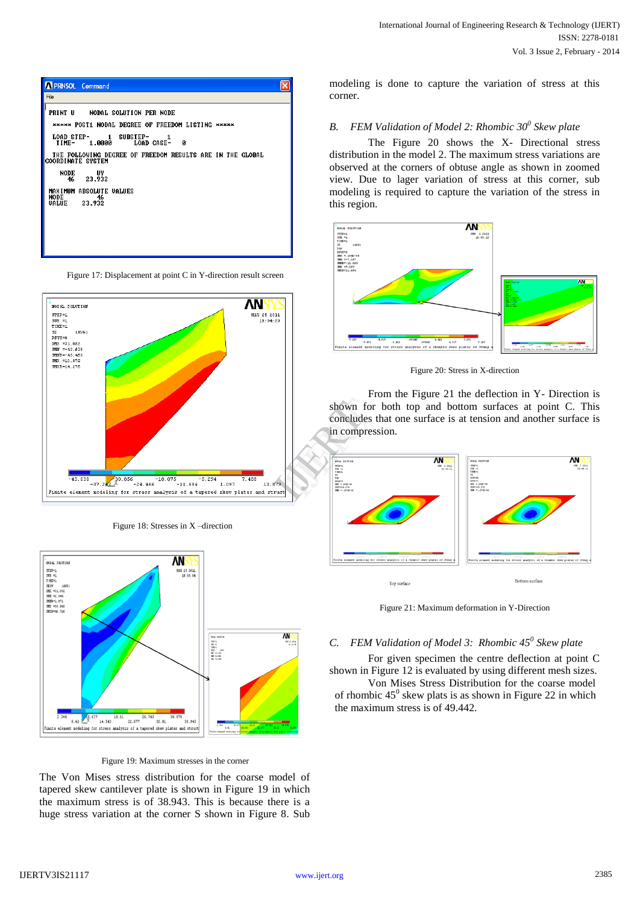Figure 17: Displacement at point C in Y-direction result screen

Figure 18: Stresses in X –direction

Figure 19: Maximum stresses in the corner

The Von Mises stress distribution for the coarse model of tapered skew cantilever plate is shown in Figure 19 in which the maximum stress is of 38.943. This is because there is a huge stress variation at the corner S shown in Figure 8. Sub modeling is done to capture the variation of stress at this corner.

### *B. FEM Validation of Model 2: Rhombic 30$^0$ Skew plate*

The Figure 20 shows the X- Directional stress distribution in the model 2. The maximum stress variations are observed at the corners of obtuse angle as shown in zoomed view. Due to lager variation of stress at this corner, sub modeling is required to capture the variation of the stress in this region.

Figure 20: Stress in X-direction

From the Figure 21 the deflection in Y- Direction is shown for both top and bottom surfaces at point C. This concludes that one surface is at tension and another surface is in compression.

Top surface

Bottom surface

Figure 21: Maximum deformation in Y-Direction

### *C. FEM Validation of Model 3: Rhombic 45$^0$ Skew plate*

For given specimen the centre deflection at point C shown in Figure 12 is evaluated by using different mesh sizes.

Von Mises Stress Distribution for the coarse model of rhombic 45$^0$ skew plats is as shown in Figure 22 in which the maximum stress is of 49.442.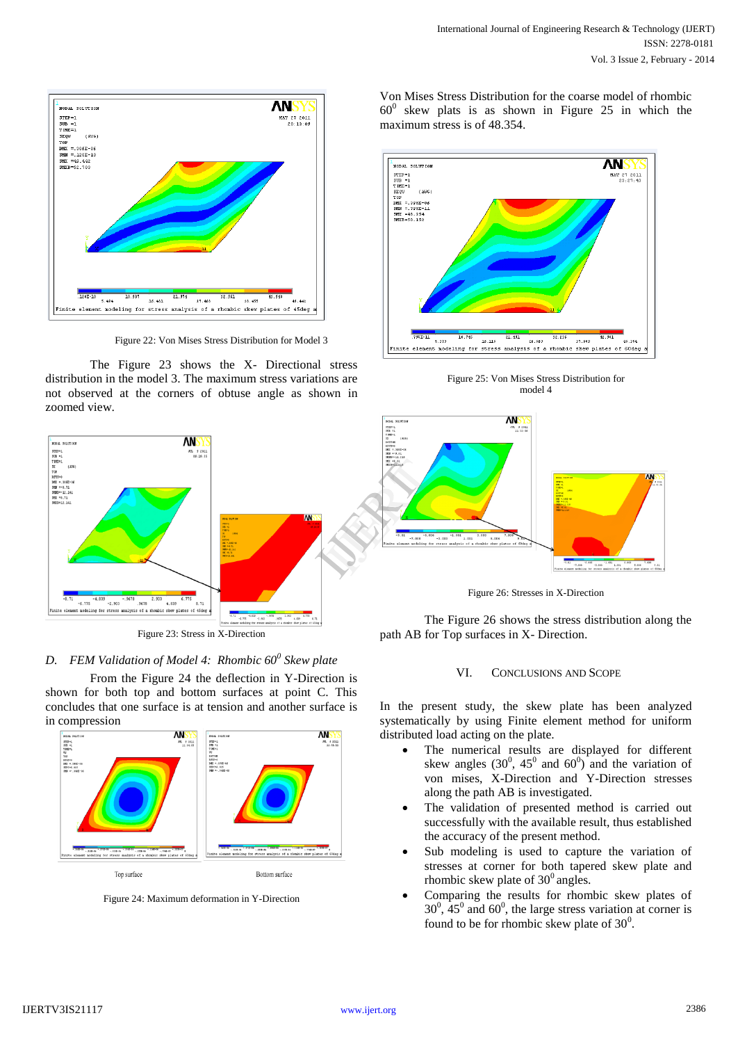Figure 22: Von Mises Stress Distribution for Model 3

The Figure 23 shows the X- Directional stress distribution in the model 3. The maximum stress variations are not observed at the corners of obtuse angle as shown in zoomed view.

Figure 23: Stress in X-Direction

### *D. FEM Validation of Model 4: Rhombic 60$^0$ Skew plate*

From the Figure 24 the deflection in Y-Direction is shown for both top and bottom surfaces at point C. This concludes that one surface is at tension and another surface is in compression

Top surface

Bottom surface

Figure 24: Maximum deformation in Y-Direction

Von Mises Stress Distribution for the coarse model of rhombic 60$^0$ skew plats is as shown in Figure 25 in which the maximum stress is of 48.354.

Figure 25: Von Mises Stress Distribution for model 4

Figure 26: Stresses in X-Direction

The Figure 26 shows the stress distribution along the path AB for Top surfaces in X- Direction.

## VI. CONCLUSIONS AND SCOPE

In the present study, the skew plate has been analyzed systematically by using Finite element method for uniform distributed load acting on the plate.

- The numerical results are displayed for different skew angles (30$^0$, 45$^0$ and 60$^0$) and the variation of von mises, X-Direction and Y-Direction stresses along the path AB is investigated.
- The validation of presented method is carried out successfully with the available result, thus established the accuracy of the present method.
- Sub modeling is used to capture the variation of stresses at corner for both tapered skew plate and rhombic skew plate of 30$^0$ angles.
- Comparing the results for rhombic skew plates of 30$^0$, 45$^0$ and 60$^0$, the large stress variation at corner is found to be for rhombic skew plate of 30$^0$.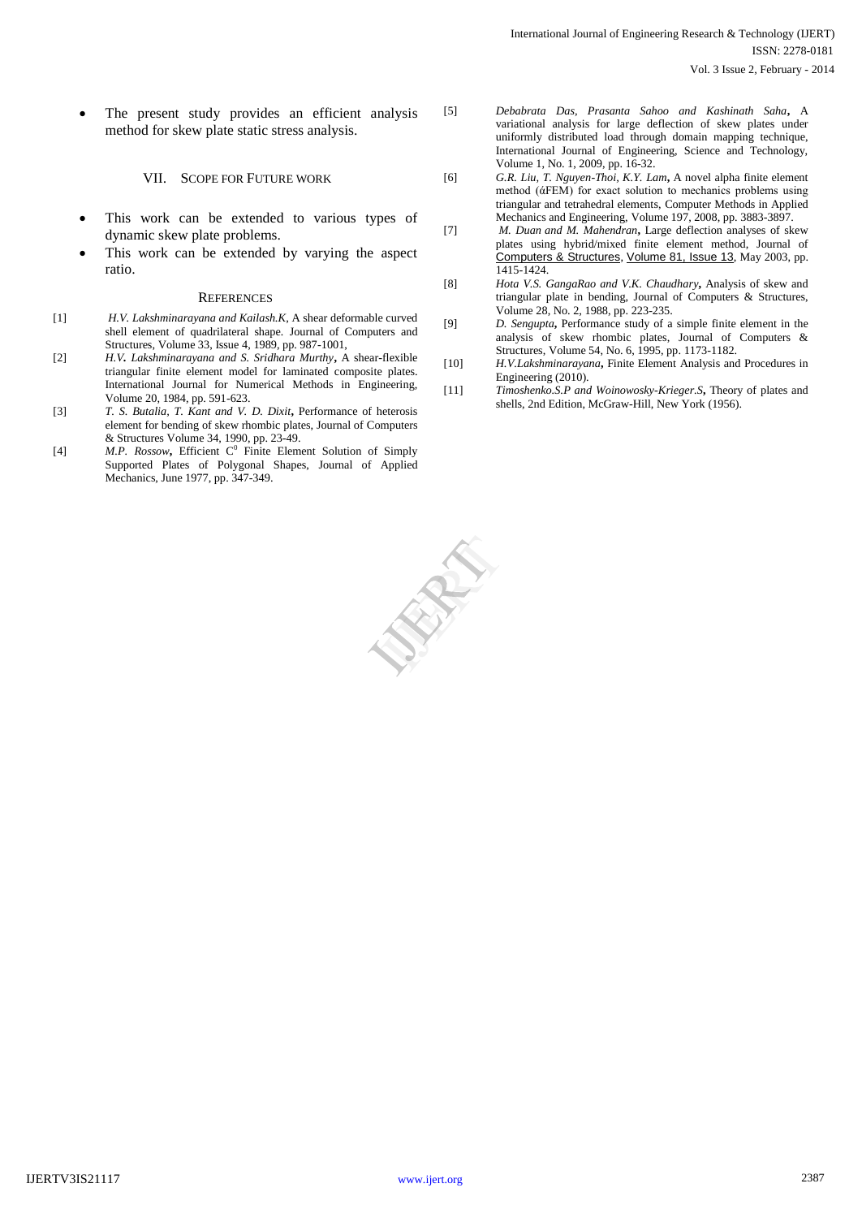- The present study provides an efficient analysis method for skew plate static stress analysis.

## VII. SCOPE FOR FUTURE WORK

- This work can be extended to various types of dynamic skew plate problems.
- This work can be extended by varying the aspect ratio.

## REFERENCES

[1] *H.V. Lakshminarayana and Kailash.K*, A shear deformable curved shell element of quadrilateral shape. Journal of Computers and Structures, Volume 33, Issue 4, 1989, pp. 987-1001,

[2] *H.V. Lakshminarayana and S. Sridhara Murthy*, A shear-flexible triangular finite element model for laminated composite plates. International Journal for Numerical Methods in Engineering, Volume 20, 1984, pp. 591-623.

[3] *T. S. Butalia, T. Kant and V. D. Dixit*, Performance of heterosis element for bending of skew rhombic plates, Journal of Computers & Structures Volume 34, 1990, pp. 23-49.

[4] *M.P. Rossow*, Efficient $C^0$ Finite Element Solution of Simply Supported Plates of Polygonal Shapes, Journal of Applied Mechanics, June 1977, pp. 347-349.

[5] *Debabrata Das, Prasanta Sahoo and Kashinath Saha*, A variational analysis for large deflection of skew plates under uniformly distributed load through domain mapping technique, International Journal of Engineering, Science and Technology, Volume 1, No. 1, 2009, pp. 16-32.

[6] *G.R. Liu, T. Nguyen-Thoi, K.Y. Lam*, A novel alpha finite element method (άFEM) for exact solution to mechanics problems using triangular and tetrahedral elements, Computer Methods in Applied Mechanics and Engineering, Volume 197, 2008, pp. 3883-3897.

[7] *M. Duan and M. Mahendran*, Large deflection analyses of skew plates using hybrid/mixed finite element method, Journal of Computers & Structures, Volume 81, Issue 13, May 2003, pp. 1415-1424.

[8] *Hota V.S. GangaRao and V.K. Chaudhary*, Analysis of skew and triangular plate in bending, Journal of Computers & Structures, Volume 28, No. 2, 1988, pp. 223-235.

[9] *D. Sengupta*, Performance study of a simple finite element in the analysis of skew rhombic plates, Journal of Computers & Structures, Volume 54, No. 6, 1995, pp. 1173-1182.

[10] *H.V.Lakshminarayana*, Finite Element Analysis and Procedures in Engineering (2010).

[11] *Timoshenko.S.P and Woinowosky-Krieger.S*, Theory of plates and shells, 2nd Edition, McGraw-Hill, New York (1956).